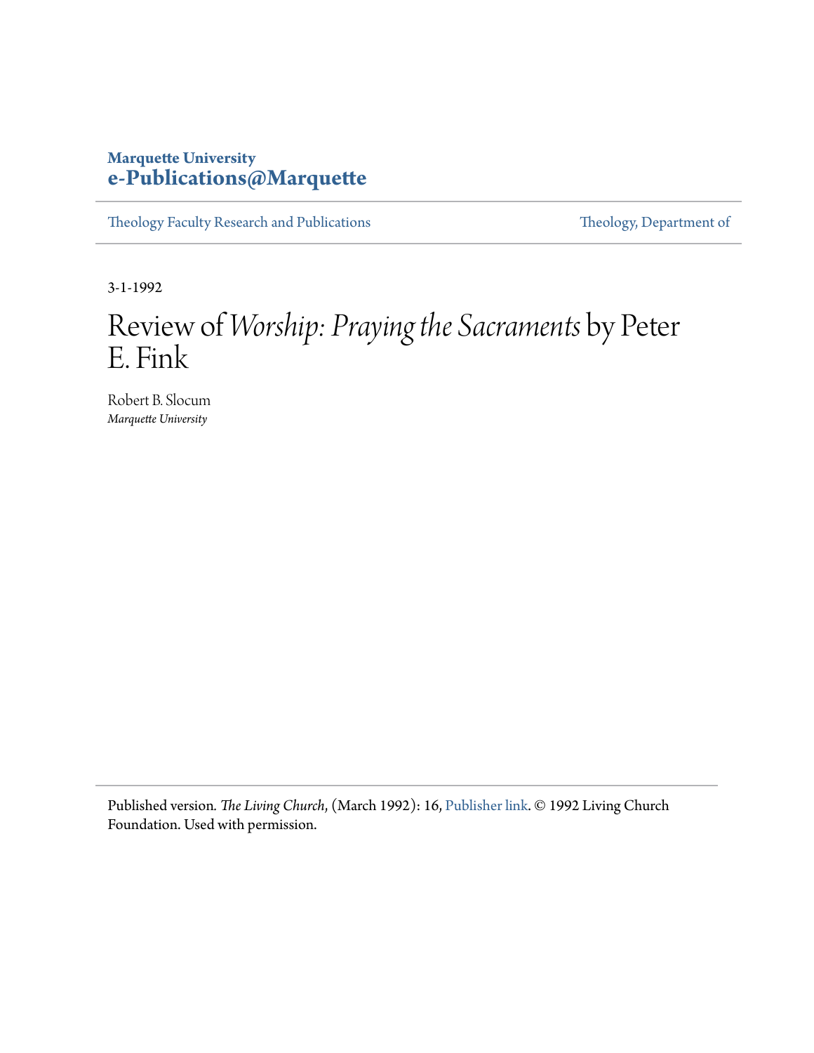**Marquette University**
**e-Publications@Marquette**

Theology Faculty Research and Publications | Theology, Department of

3-1-1992

# Review of *Worship: Praying the Sacraments* by Peter E. Fink

Robert B. Slocum
*Marquette University*

Published version. *The Living Church*, (March 1992): 16, Publisher link. © 1992 Living Church Foundation. Used with permission.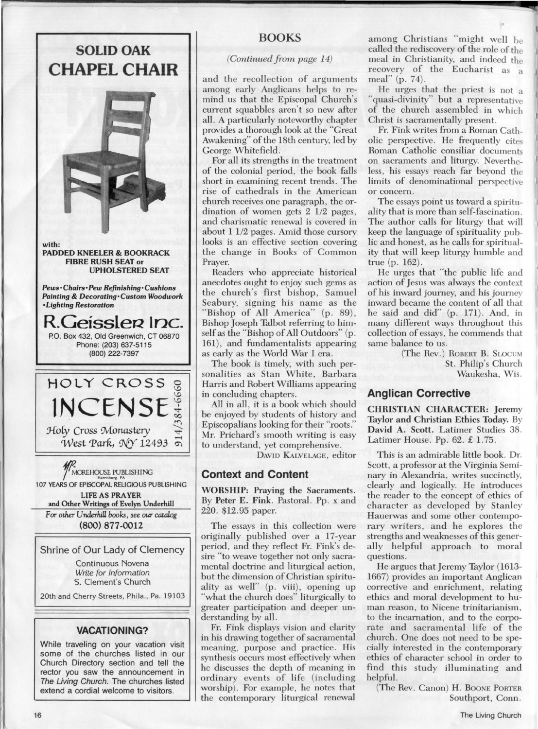## SOLID OAK CHAPEL CHAIR

with:
**PADDED KNEELER & BOOKRACK**
**FIBRE RUSH SEAT or UPHOLSTERED SEAT**

*Pews • Chairs • Pew Refinishing • Cushions*
*Painting & Decorating • Custom Woodwork*
*• Lighting Restoration*

**R.Geissler Inc.**
P.O. Box 432, Old Greenwich, CT 06870
Phone: (203) 637-5115
(800) 222-7397

---

**HOLY CROSS INCENSE**
Holy Cross Monastery
West Park, NY 12493
914/384-6660

---

MOREHOUSE PUBLISHING
Harrisburg, PA
107 YEARS OF EPISCOPAL RELIGIOUS PUBLISHING

**LIFE AS PRAYER**
**and Other Writings of Evelyn Underhill**
*For other Underhill books, see our catalog*
**(800) 877-0012**

---

Shrine of Our Lady of Clemency
Continuous Novena
*Write for Information*
S. Clement's Church
20th and Cherry Streets, Phila., Pa. 19103

---

**VACATIONING?**

While traveling on your vacation visit some of the churches listed in our Church Directory section and tell the rector you saw the announcement in *The Living Church*. The churches listed extend a cordial welcome to visitors.

---

## BOOKS

*(Continued from page 14)*

and the recollection of arguments among early Anglicans helps to remind us that the Episcopal Church's current squabbles aren't so new after all. A particularly noteworthy chapter provides a thorough look at the "Great Awakening" of the 18th century, led by George Whitefield.

For all its strengths in the treatment of the colonial period, the book falls short in examining recent trends. The rise of cathedrals in the American church receives one paragraph, the ordination of women gets 2 1/2 pages, and charismatic renewal is covered in about 1 1/2 pages. Amid those cursory looks is an effective section covering the change in Books of Common Prayer.

Readers who appreciate historical anecdotes ought to enjoy such gems as the church's first bishop, Samuel Seabury, signing his name as the "Bishop of All America" (p. 89), Bishop Joseph Talbot referring to himself as the "Bishop of All Outdoors" (p. 161), and fundamentalists appearing as early as the World War I era.

The book is timely, with such personalities as Stan White, Barbara Harris and Robert Williams appearing in concluding chapters.

All in all, it is a book which should be enjoyed by students of history and Episcopalians looking for their "roots." Mr. Prichard's smooth writing is easy to understand, yet comprehensive.

DAVID KALVELAGE, editor

### Context and Content

**WORSHIP: Praying the Sacraments.** By **Peter E. Fink**. Pastoral. Pp. x and 220. $12.95 paper.

The essays in this collection were originally published over a 17-year period, and they reflect Fr. Fink's desire "to weave together not only sacramental doctrine and liturgical action, but the dimension of Christian spirituality as well" (p. viii), opening up "what the church does" liturgically to greater participation and deeper understanding by all.

Fr. Fink displays vision and clarity in his drawing together of sacramental meaning, purpose and practice. His synthesis occurs most effectively when he discusses the depth of meaning in ordinary events of life (including worship). For example, he notes that the contemporary liturgical renewal among Christians "might well be called the rediscovery of the role of the meal in Christianity, and indeed the recovery of the Eucharist as a meal" (p. 74).

He urges that the priest is not a "quasi-divinity" but a representative of the church assembled in which Christ is sacramentally present.

Fr. Fink writes from a Roman Catholic perspective. He frequently cites Roman Catholic consiliar documents on sacraments and liturgy. Nevertheless, his essays reach far beyond the limits of denominational perspective or concern.

The essays point us toward a spirituality that is more than self-fascination. The author calls for liturgy that will keep the language of spirituality public and honest, as he calls for spirituality that will keep liturgy humble and true (p. 162).

He urges that "the public life and action of Jesus was always the context of his inward journey, and his journey inward became the content of all that he said and did" (p. 171). And, in many different ways throughout this collection of essays, he commends that same balance to us.

(The Rev.) ROBERT B. SLOCUM
St. Philip's Church
Waukesha, Wis.

### Anglican Corrective

**CHRISTIAN CHARACTER: Jeremy Taylor and Christian Ethics Today.** By **David A. Scott.** Latimer Studies 38. Latimer House. Pp. 62. £ 1.75.

This is an admirable little book. Dr. Scott, a professor at the Virginia Seminary in Alexandria, writes succinctly, clearly and logically. He introduces the reader to the concept of ethics of character as developed by Stanley Hauerwas and some other contemporary writers, and he explores the strengths and weaknesses of this generally helpful approach to moral questions.

He argues that Jeremy Taylor (1613-1667) provides an important Anglican corrective and enrichment, relating ethics and moral development to human reason, to Nicene trinitarianism, to the incarnation, and to the corporate and sacramental life of the church. One does not need to be specially interested in the contemporary ethics of character school in order to find this study illuminating and helpful.

(The Rev. Canon) H. BOONE PORTER
Southport, Conn.